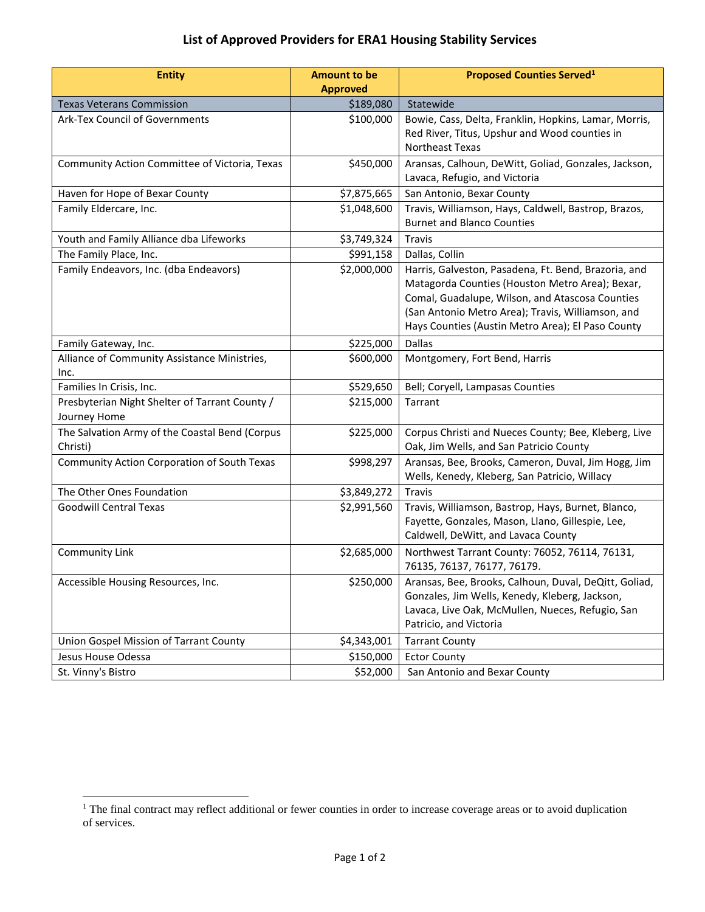# List of Approved Providers for ERA1 Housing Stability Services

| Entity | Amount to be Approved | Proposed Counties Served[1] |
|---|---|---|
| Texas Veterans Commission | $189,080 | Statewide |
| Ark-Tex Council of Governments | $100,000 | Bowie, Cass, Delta, Franklin, Hopkins, Lamar, Morris, Red River, Titus, Upshur and Wood counties in Northeast Texas |
| Community Action Committee of Victoria, Texas | $450,000 | Aransas, Calhoun, DeWitt, Goliad, Gonzales, Jackson, Lavaca, Refugio, and Victoria |
| Haven for Hope of Bexar County | $7,875,665 | San Antonio, Bexar County |
| Family Eldercare, Inc. | $1,048,600 | Travis, Williamson, Hays, Caldwell, Bastrop, Brazos, Burnet and Blanco Counties |
| Youth and Family Alliance dba Lifeworks | $3,749,324 | Travis |
| The Family Place, Inc. | $991,158 | Dallas, Collin |
| Family Endeavors, Inc. (dba Endeavors) | $2,000,000 | Harris, Galveston, Pasadena, Ft. Bend, Brazoria, and Matagorda Counties (Houston Metro Area); Bexar, Comal, Guadalupe, Wilson, and Atascosa Counties (San Antonio Metro Area); Travis, Williamson, and Hays Counties (Austin Metro Area); El Paso County |
| Family Gateway, Inc. | $225,000 | Dallas |
| Alliance of Community Assistance Ministries, Inc. | $600,000 | Montgomery, Fort Bend, Harris |
| Families In Crisis, Inc. | $529,650 | Bell; Coryell, Lampasas Counties |
| Presbyterian Night Shelter of Tarrant County / Journey Home | $215,000 | Tarrant |
| The Salvation Army of the Coastal Bend (Corpus Christi) | $225,000 | Corpus Christi and Nueces County; Bee, Kleberg, Live Oak, Jim Wells, and San Patricio County |
| Community Action Corporation of South Texas | $998,297 | Aransas, Bee, Brooks, Cameron, Duval, Jim Hogg, Jim Wells, Kenedy, Kleberg, San Patricio, Willacy |
| The Other Ones Foundation | $3,849,272 | Travis |
| Goodwill Central Texas | $2,991,560 | Travis, Williamson, Bastrop, Hays, Burnet, Blanco, Fayette, Gonzales, Mason, Llano, Gillespie, Lee, Caldwell, DeWitt, and Lavaca County |
| Community Link | $2,685,000 | Northwest Tarrant County: 76052, 76114, 76131, 76135, 76137, 76177, 76179. |
| Accessible Housing Resources, Inc. | $250,000 | Aransas, Bee, Brooks, Calhoun, Duval, DeQitt, Goliad, Gonzales, Jim Wells, Kenedy, Kleberg, Jackson, Lavaca, Live Oak, McMullen, Nueces, Refugio, San Patricio, and Victoria |
| Union Gospel Mission of Tarrant County | $4,343,001 | Tarrant County |
| Jesus House Odessa | $150,000 | Ector County |
| St. Vinny's Bistro | $52,000 | San Antonio and Bexar County |

[1] The final contract may reflect additional or fewer counties in order to increase coverage areas or to avoid duplication of services.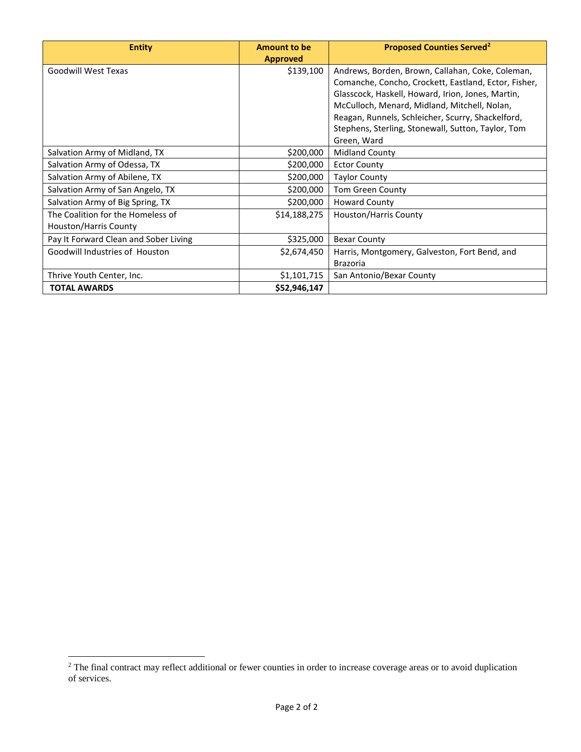| Entity | Amount to be Approved | Proposed Counties Served[2] |
|---|---|---|
| Goodwill West Texas | $139,100 | Andrews, Borden, Brown, Callahan, Coke, Coleman, Comanche, Concho, Crockett, Eastland, Ector, Fisher, Glasscock, Haskell, Howard, Irion, Jones, Martin, McCulloch, Menard, Midland, Mitchell, Nolan, Reagan, Runnels, Schleicher, Scurry, Shackelford, Stephens, Sterling, Stonewall, Sutton, Taylor, Tom Green, Ward |
| Salvation Army of Midland, TX | $200,000 | Midland County |
| Salvation Army of Odessa, TX | $200,000 | Ector County |
| Salvation Army of Abilene, TX | $200,000 | Taylor County |
| Salvation Army of San Angelo, TX | $200,000 | Tom Green County |
| Salvation Army of Big Spring, TX | $200,000 | Howard County |
| The Coalition for the Homeless of Houston/Harris County | $14,188,275 | Houston/Harris County |
| Pay It Forward Clean and Sober Living | $325,000 | Bexar County |
| Goodwill Industries of Houston | $2,674,450 | Harris, Montgomery, Galveston, Fort Bend, and Brazoria |
| Thrive Youth Center, Inc. | $1,101,715 | San Antonio/Bexar County |
| **TOTAL AWARDS** | **$52,946,147** | |

[2] The final contract may reflect additional or fewer counties in order to increase coverage areas or to avoid duplication of services.